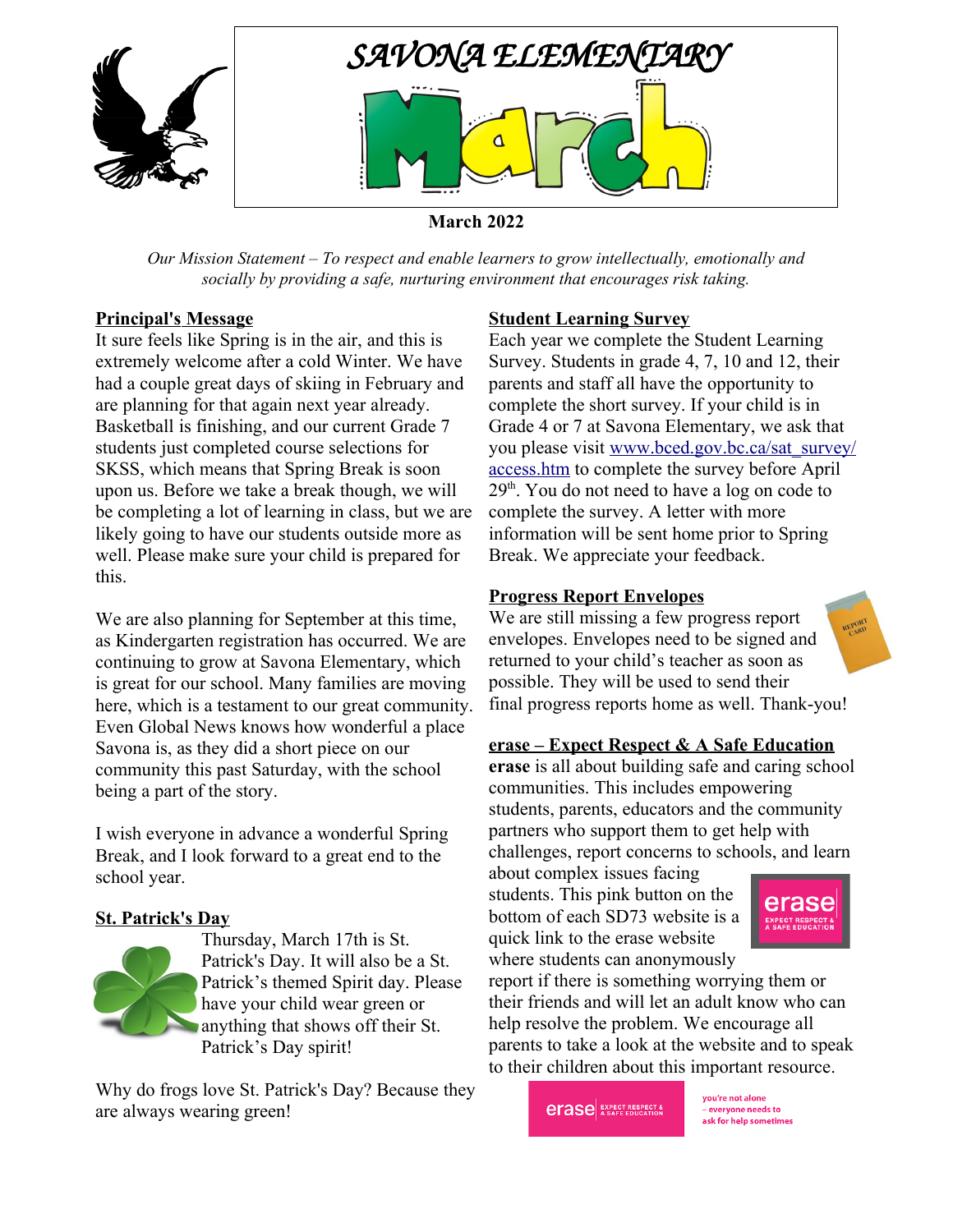# SAVONA ELEMENTARY

# March

**March 2022**

*Our Mission Statement – To respect and enable learners to grow intellectually, emotionally and socially by providing a safe, nurturing environment that encourages risk taking.*

## Principal's Message

It sure feels like Spring is in the air, and this is extremely welcome after a cold Winter. We have had a couple great days of skiing in February and are planning for that again next year already. Basketball is finishing, and our current Grade 7 students just completed course selections for SKSS, which means that Spring Break is soon upon us. Before we take a break though, we will be completing a lot of learning in class, but we are likely going to have our students outside more as well. Please make sure your child is prepared for this.

We are also planning for September at this time, as Kindergarten registration has occurred. We are continuing to grow at Savona Elementary, which is great for our school. Many families are moving here, which is a testament to our great community. Even Global News knows how wonderful a place Savona is, as they did a short piece on our community this past Saturday, with the school being a part of the story.

I wish everyone in advance a wonderful Spring Break, and I look forward to a great end to the school year.

## St. Patrick's Day

Thursday, March 17th is St. Patrick's Day. It will also be a St. Patrick's themed Spirit day. Please have your child wear green or anything that shows off their St. Patrick's Day spirit!

Why do frogs love St. Patrick's Day? Because they are always wearing green!

## Student Learning Survey

Each year we complete the Student Learning Survey. Students in grade 4, 7, 10 and 12, their parents and staff all have the opportunity to complete the short survey. If your child is in Grade 4 or 7 at Savona Elementary, we ask that you please visit [www.bced.gov.bc.ca/sat_survey/access.htm](www.bced.gov.bc.ca/sat_survey/access.htm) to complete the survey before April 29th. You do not need to have a log on code to complete the survey. A letter with more information will be sent home prior to Spring Break. We appreciate your feedback.

## Progress Report Envelopes

We are still missing a few progress report envelopes. Envelopes need to be signed and returned to your child's teacher as soon as possible. They will be used to send their final progress reports home as well. Thank-you!

## erase – Expect Respect & A Safe Education

**erase** is all about building safe and caring school communities. This includes empowering students, parents, educators and the community partners who support them to get help with challenges, report concerns to schools, and learn about complex issues facing students. This pink button on the bottom of each SD73 website is a quick link to the erase website where students can anonymously report if there is something worrying them or their friends and will let an adult know who can help resolve the problem. We encourage all parents to take a look at the website and to speak to their children about this important resource.

erase EXPECT RESPECT & A SAFE EDUCATION

you're not alone – everyone needs to ask for help sometimes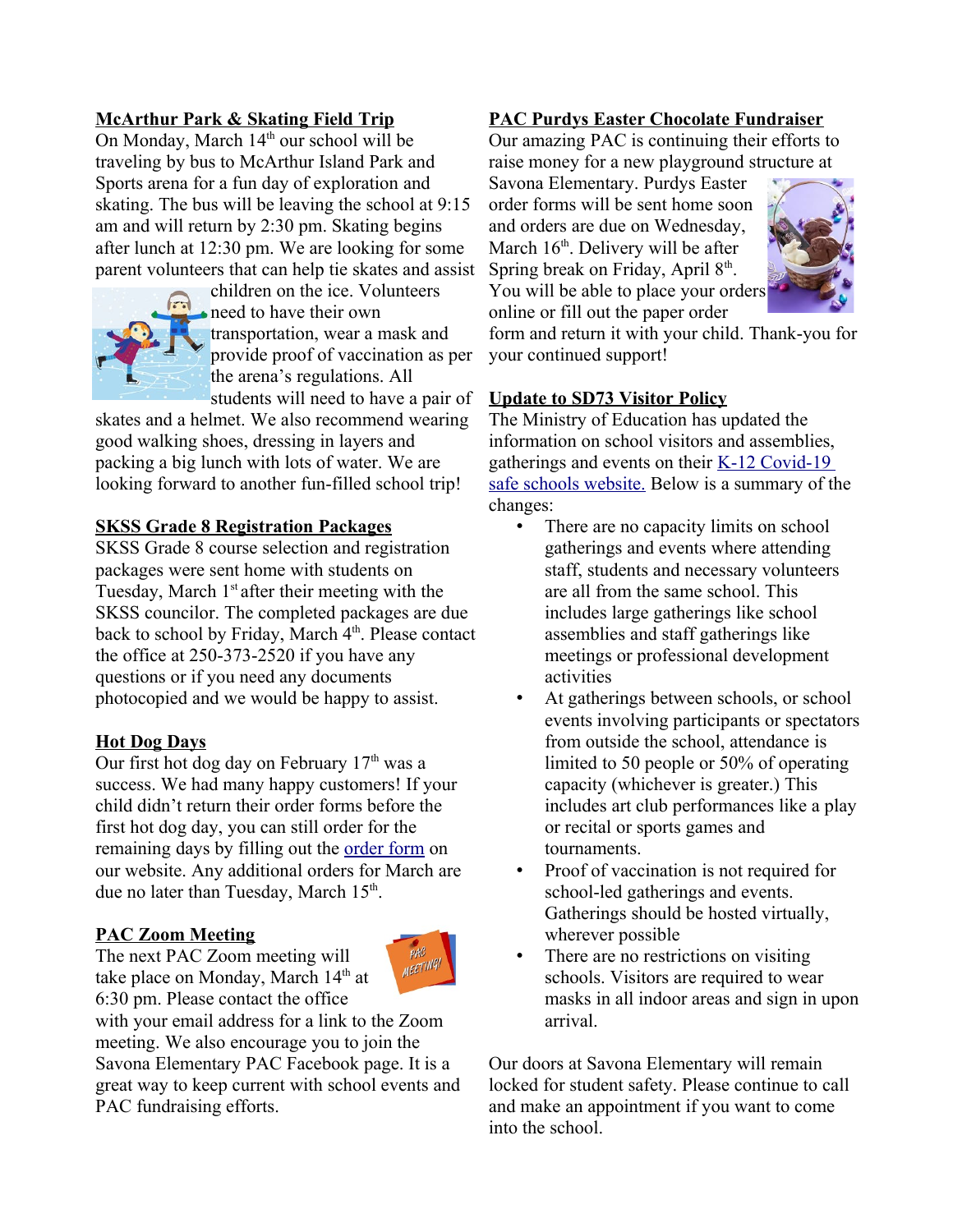## McArthur Park & Skating Field Trip

On Monday, March 14th our school will be traveling by bus to McArthur Island Park and Sports arena for a fun day of exploration and skating. The bus will be leaving the school at 9:15 am and will return by 2:30 pm. Skating begins after lunch at 12:30 pm. We are looking for some parent volunteers that can help tie skates and assist children on the ice. Volunteers need to have their own transportation, wear a mask and provide proof of vaccination as per the arena's regulations. All students will need to have a pair of skates and a helmet. We also recommend wearing good walking shoes, dressing in layers and packing a big lunch with lots of water. We are looking forward to another fun-filled school trip!

## SKSS Grade 8 Registration Packages

SKSS Grade 8 course selection and registration packages were sent home with students on Tuesday, March 1st after their meeting with the SKSS councilor. The completed packages are due back to school by Friday, March 4th. Please contact the office at 250-373-2520 if you have any questions or if you need any documents photocopied and we would be happy to assist.

## Hot Dog Days

Our first hot dog day on February 17th was a success. We had many happy customers! If your child didn't return their order forms before the first hot dog day, you can still order for the remaining days by filling out the order form on our website. Any additional orders for March are due no later than Tuesday, March 15th.

## PAC Zoom Meeting

The next PAC Zoom meeting will take place on Monday, March 14th at 6:30 pm. Please contact the office with your email address for a link to the Zoom meeting. We also encourage you to join the Savona Elementary PAC Facebook page. It is a great way to keep current with school events and PAC fundraising efforts.

## PAC Purdys Easter Chocolate Fundraiser

Our amazing PAC is continuing their efforts to raise money for a new playground structure at Savona Elementary. Purdys Easter order forms will be sent home soon and orders are due on Wednesday, March 16th. Delivery will be after Spring break on Friday, April 8th. You will be able to place your orders online or fill out the paper order form and return it with your child. Thank-you for your continued support!

## Update to SD73 Visitor Policy

The Ministry of Education has updated the information on school visitors and assemblies, gatherings and events on their K-12 Covid-19 safe schools website. Below is a summary of the changes:

- There are no capacity limits on school gatherings and events where attending staff, students and necessary volunteers are all from the same school. This includes large gatherings like school assemblies and staff gatherings like meetings or professional development activities
- At gatherings between schools, or school events involving participants or spectators from outside the school, attendance is limited to 50 people or 50% of operating capacity (whichever is greater.) This includes art club performances like a play or recital or sports games and tournaments.
- Proof of vaccination is not required for school-led gatherings and events. Gatherings should be hosted virtually, wherever possible
- There are no restrictions on visiting schools. Visitors are required to wear masks in all indoor areas and sign in upon arrival.

Our doors at Savona Elementary will remain locked for student safety. Please continue to call and make an appointment if you want to come into the school.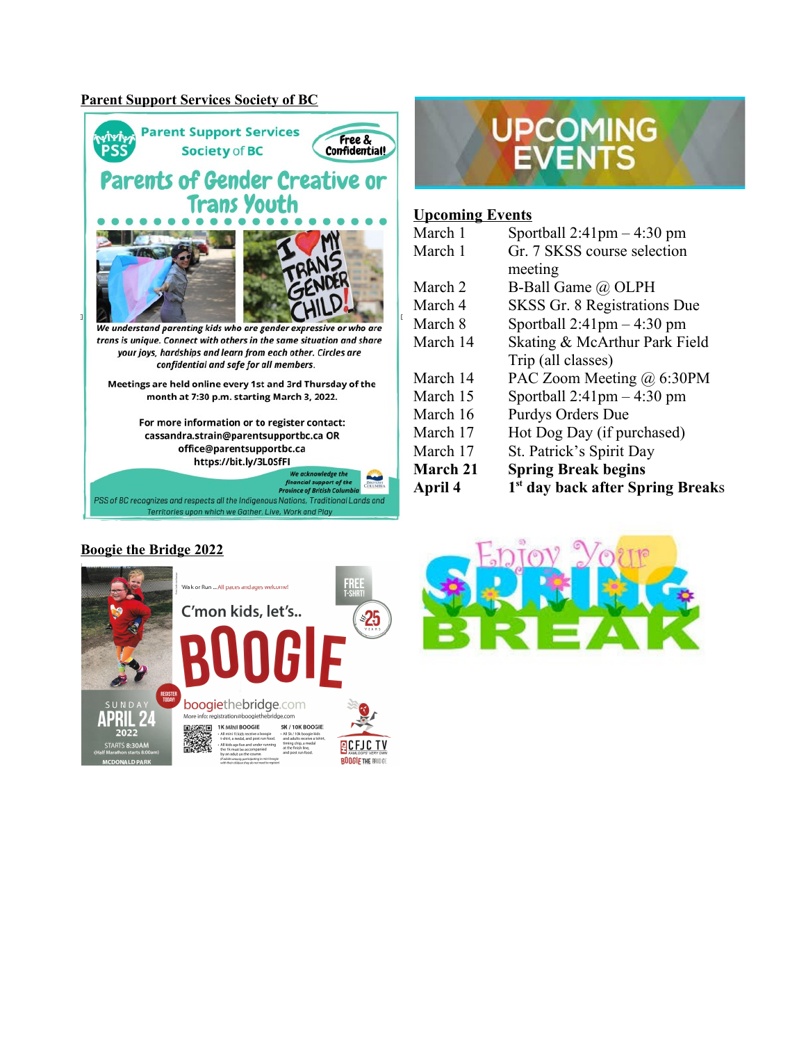**Parent Support Services Society of BC**

Parent Support Services Society of BC

Free & Confidential!

Parents of Gender Creative or Trans Youth

*We understand parenting kids who are gender expressive or who are trans is unique. Connect with others in the same situation and share your joys, hardships and learn from each other. Circles are confidential and safe for all members.*

Meetings are held online every 1st and 3rd Thursday of the month at 7:30 p.m. starting March 3, 2022.

For more information or to register contact:
cassandra.strain@parentsupportbc.ca OR
office@parentsupportbc.ca
https://bit.ly/3L0SfFI

*We acknowledge the financial support of the Province of British Columbia*

*PSS of BC recognizes and respects all the Indigenous Nations, Traditional Lands and Territories upon which we Gather, Live, Work and Play*

UPCOMING EVENTS

**Upcoming Events**

| | |
|---|---|
| March 1 | Sportball 2:41pm – 4:30 pm |
| March 1 | Gr. 7 SKSS course selection meeting |
| March 2 | B-Ball Game @ OLPH |
| March 4 | SKSS Gr. 8 Registrations Due |
| March 8 | Sportball 2:41pm – 4:30 pm |
| March 14 | Skating & McArthur Park Field Trip (all classes) |
| March 14 | PAC Zoom Meeting @ 6:30PM |
| March 15 | Sportball 2:41pm – 4:30 pm |
| March 16 | Purdys Orders Due |
| March 17 | Hot Dog Day (if purchased) |
| March 17 | St. Patrick's Spirit Day |
| **March 21** | **Spring Break begins** |
| **April 4** | **1st day back after Spring Breaks** |

**Boogie the Bridge 2022**

Walk or Run ...All paces and ages welcome!

C'mon kids, let's..

BOOGIE

FREE T-SHIRT!

25 YEARS

SUNDAY APRIL 24 2022

STARTS 8:30AM (Half Marathon starts 8:00am)

MCDONALD PARK

REGISTER TODAY!

boogiethebridge.com

More info: registration@boogiethebridge.com

Enjoy Your SPRING BREAK